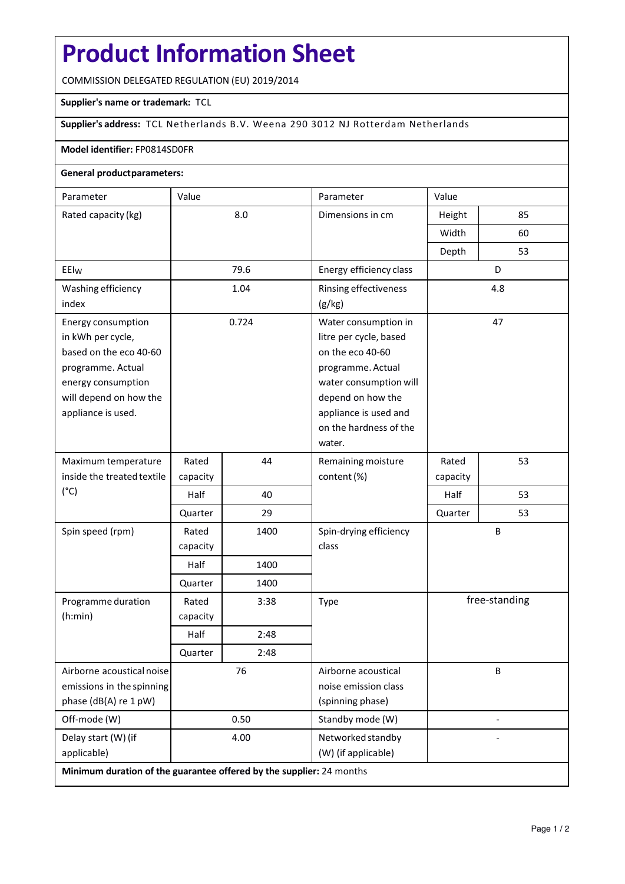# Product Information Sheet

COMMISSION DELEGATED REGULATION (EU) 2019/2014

**Supplier's name or trademark:** TCL

**Supplier's address:** TCL Netherlands B.V. Weena 290 3012 NJ Rotterdam Netherlands

**Model identifier:** FP0814SD0FR

**General product parameters:**

| Parameter | Value | | Parameter | Value | |
|---|---|---|---|---|---|
| Rated capacity (kg) | 8.0 | | Dimensions in cm | Height | 85 |
| | | | | Width | 60 |
| | | | | Depth | 53 |
| $EEI_W$ | 79.6 | | Energy efficiency class | D | |
| Washing efficiency index | 1.04 | | Rinsing effectiveness (g/kg) | 4.8 | |
| Energy consumption in kWh per cycle, based on the eco 40-60 programme. Actual energy consumption will depend on how the appliance is used. | 0.724 | | Water consumption in litre per cycle, based on the eco 40-60 programme. Actual water consumption will depend on how the appliance is used and on the hardness of the water. | 47 | |
| Maximum temperature inside the treated textile (°C) | Rated capacity | 44 | Remaining moisture content (%) | Rated capacity | 53 |
| | Half | 40 | | Half | 53 |
| | Quarter | 29 | | Quarter | 53 |
| Spin speed (rpm) | Rated capacity | 1400 | Spin-drying efficiency class | B | |
| | Half | 1400 | | | |
| | Quarter | 1400 | | | |
| Programme duration (h:min) | Rated capacity | 3:38 | Type | free-standing | |
| | Half | 2:48 | | | |
| | Quarter | 2:48 | | | |
| Airborne acoustical noise emissions in the spinning phase (dB(A) re 1 pW) | 76 | | Airborne acoustical noise emission class (spinning phase) | B | |
| Off-mode (W) | 0.50 | | Standby mode (W) | - | |
| Delay start (W) (if applicable) | 4.00 | | Networked standby (W) (if applicable) | - | |

**Minimum duration of the guarantee offered by the supplier:** 24 months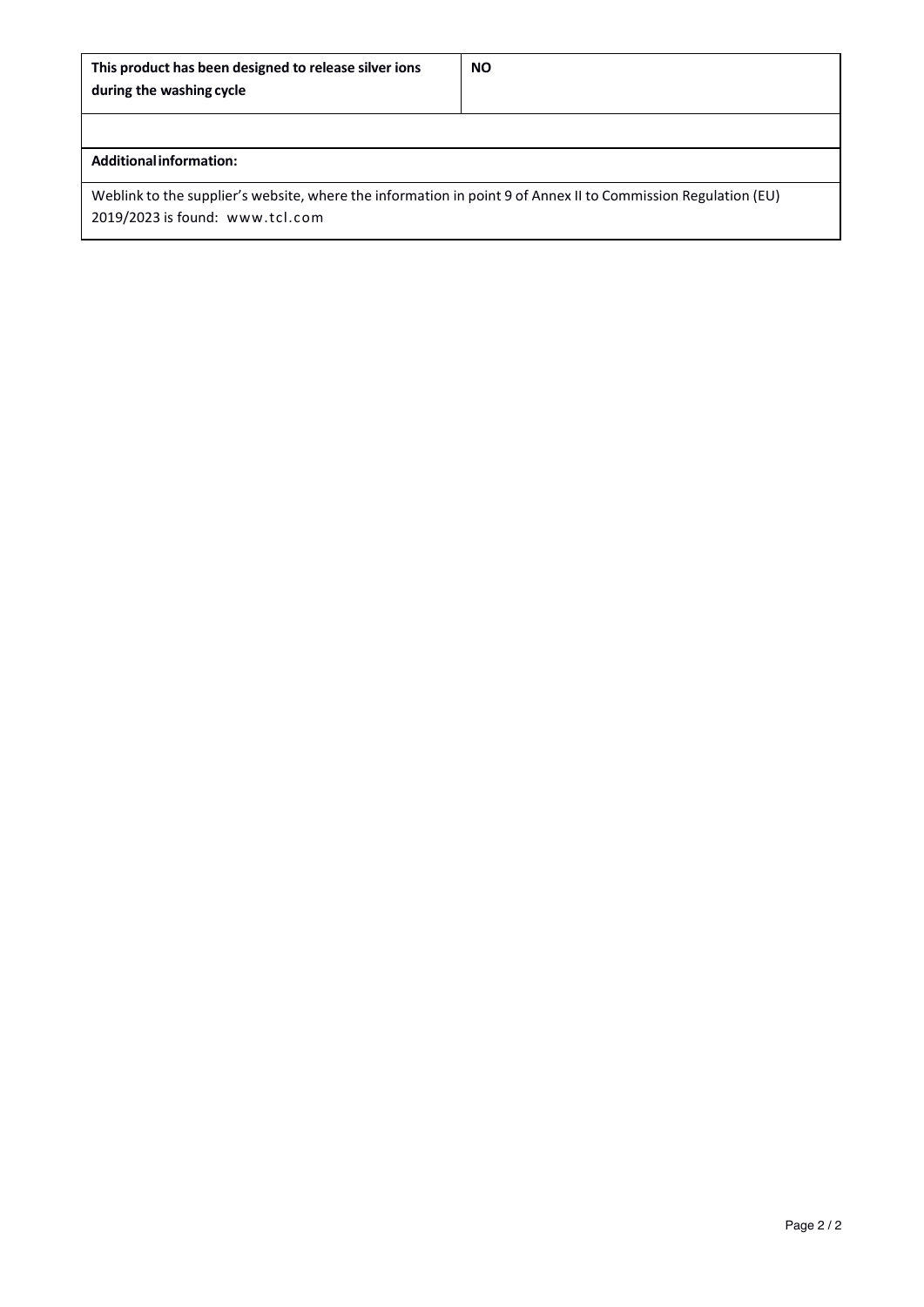| | |
|---|---|
| **This product has been designed to release silver ions during the washing cycle** | **NO** |
| | |
| **Additional information:** | |
| Weblink to the supplier's website, where the information in point 9 of Annex II to Commission Regulation (EU) 2019/2023 is found: www.tcl.com | |